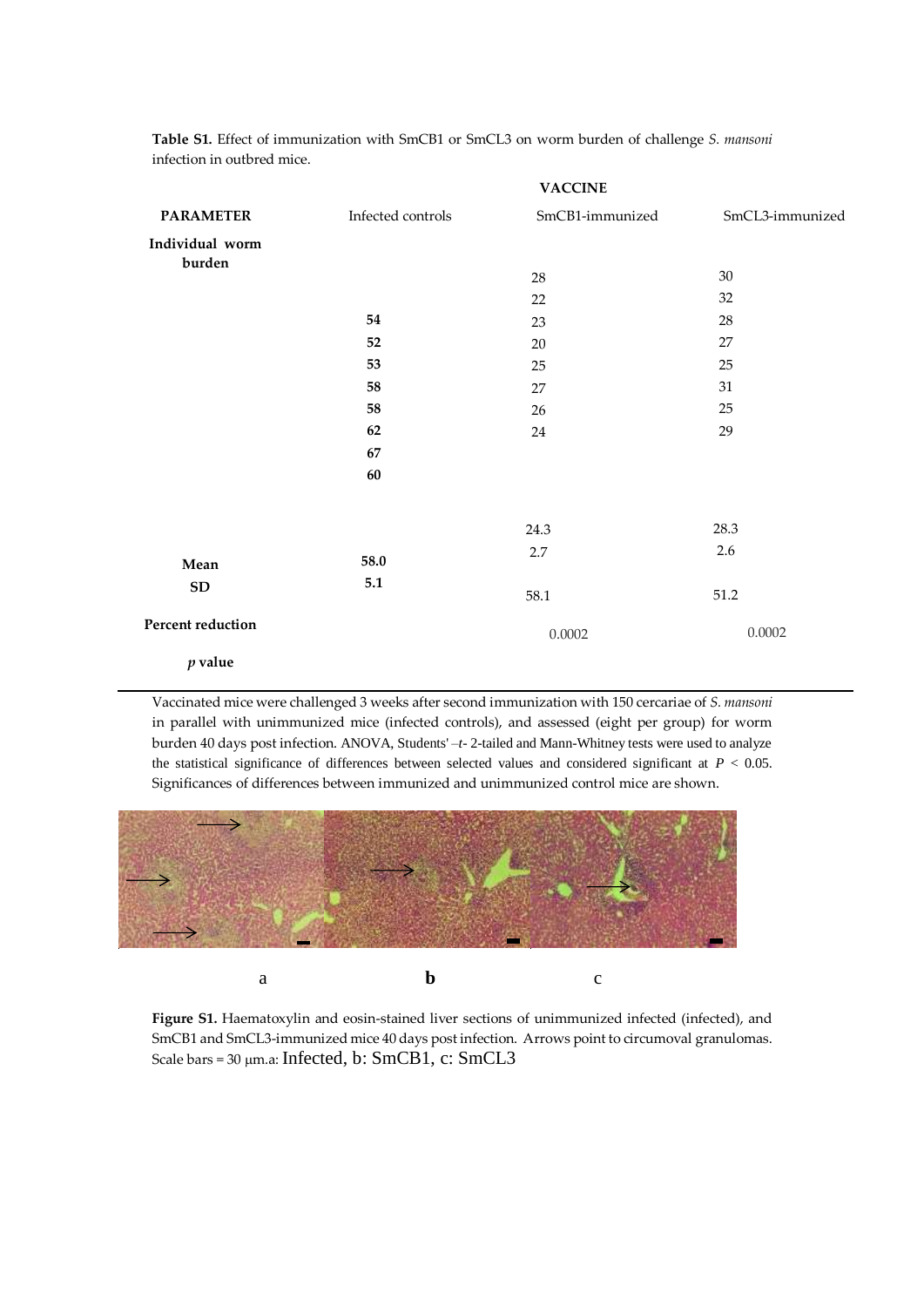**Table S1.** Effect of immunization with SmCB1 or SmCL3 on worm burden of challenge *S. mansoni* infection in outbred mice.

| PARAMETER | Infected controls | VACCINE SmCB1-immunized | VACCINE SmCL3-immunized |
|---|---|---|---|
| **Individual worm burden** | | 28 | 30 |
| | | 22 | 32 |
| | **54** | 23 | 28 |
| | **52** | 20 | 27 |
| | **53** | 25 | 25 |
| | **58** | 27 | 31 |
| | **58** | 26 | 25 |
| | **62** | 24 | 29 |
| | **67** | | |
| | **60** | | |
| **Mean** | **58.0** | 24.3 | 28.3 |
| **SD** | **5.1** | 2.7 | 2.6 |
| **Percent reduction** | | 58.1 | 51.2 |
| ***p* value** | | 0.0002 | 0.0002 |

Vaccinated mice were challenged 3 weeks after second immunization with 150 cercariae of *S. mansoni* in parallel with unimmunized mice (infected controls), and assessed (eight per group) for worm burden 40 days post infection. ANOVA, Students' –*t*- 2-tailed and Mann-Whitney tests were used to analyze the statistical significance of differences between selected values and considered significant at $P < 0.05$. Significances of differences between immunized and unimmunized control mice are shown.

a b c

**Figure S1.** Haematoxylin and eosin-stained liver sections of unimmunized infected (infected), and SmCB1 and SmCL3-immunized mice 40 days post infection. Arrows point to circumoval granulomas. Scale bars = 30 μm.a: Infected, b: SmCB1, c: SmCL3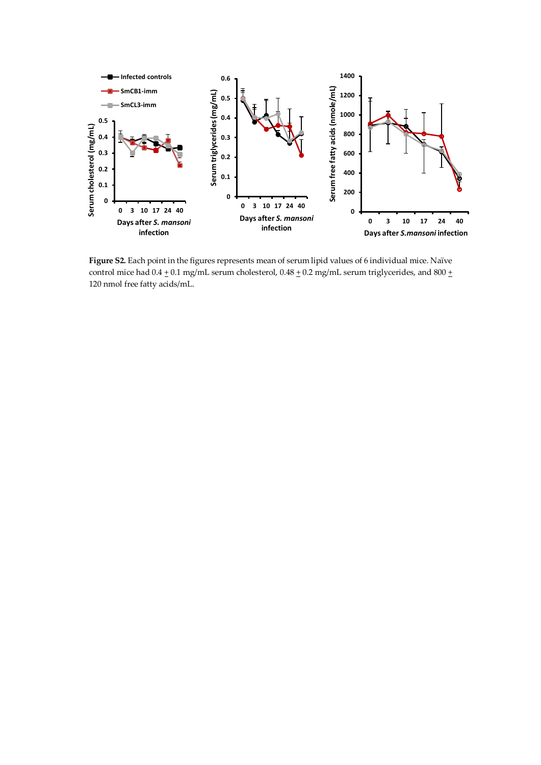Infected controls
SmCB1-imm
SmCL3-imm

Serum cholesterol (mg/mL)
0.5
0.4
0.3
0.2
0.1
0
0 3 10 17 24 40
Days after *S. mansoni* infection

Serum triglycerides (mg/mL)
0.6
0.5
0.4
0.3
0.2
0.1
0
0 3 10 17 24 40
Days after *S. mansoni* infection

Serum free fatty acids (nmole/mL)
1400
1200
1000
800
600
400
200
0
0 3 10 17 24 40
Days after *S.mansoni* infection

**Figure S2.** Each point in the figures represents mean of serum lipid values of 6 individual mice. Naïve control mice had 0.4 ± 0.1 mg/mL serum cholesterol, 0.48 ± 0.2 mg/mL serum triglycerides, and 800 ± 120 nmol free fatty acids/mL.